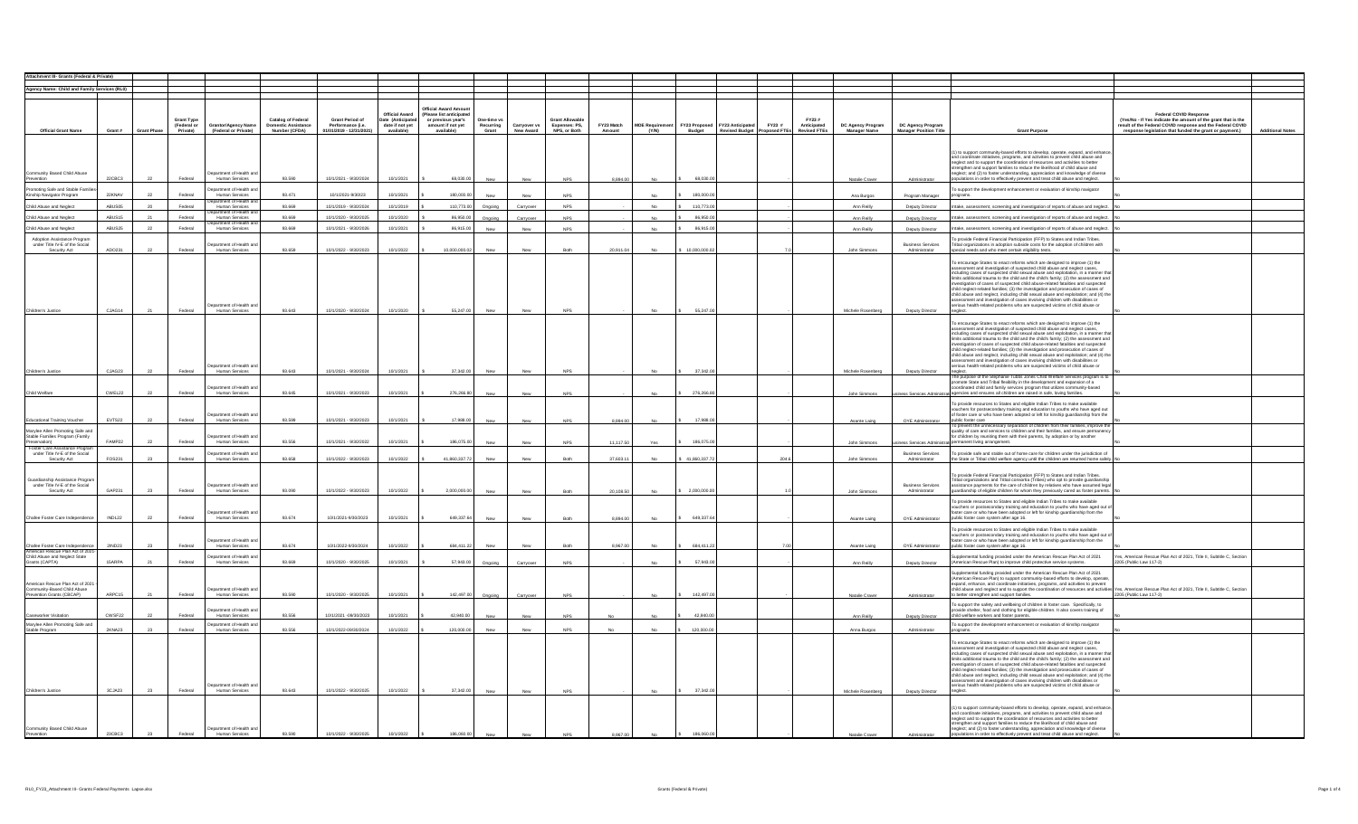**Attachment III- Grants (Federal & Private)**

**Agency Name: Child and Family Services (RL0)**

| Official Grant Name | Grant # | Grant Phase | Grant Type (Federal or Private) | Grantor/Agency Name (Federal or Private) | Catalog of Federal Domestic Assistance Number (CFDA) | Grant Period of Performance (i.e. 01/01/2019 - 12/31/2021) | Official Award Date (Anticipated date if not yet available) | Official Award Amount (Please list anticipated or previous year's amount if not yet available) | One-time vs Recurring Grant | Carryover vs New Award | Grant Allowable Expenses: PS, NPS, or Both | FY23 Match Amount | MOE Requirement (Y/N) | FY23 Proposed Budget | FY22 Anticipated Revised Budget | FY23 # Proposed FTEs | FY23 # Anticipated Revised FTEs | DC Agency Program Manager Name | DC Agency Program Manager Position Title | Grant Purpose | Federal COVID Response (Yes/No - If Yes indicate the amount of the grant that is the result of the Federal COVID response and the Federal COVID response legislation that funded the grant or payment.) | Additional Notes |
|---|---|---|---|---|---|---|---|---|---|---|---|---|---|---|---|---|---|---|---|---|---|---|
| Community Based Child Abuse Prevention | 22CBC3 | 22 | Federal | Department of Health and Human Services | 93.590 | 10/1/2021 - 9/30/2024 | 10/1/2021 | $ 69,030.00 | New | New | NPS | 8,894.00 | No | $ 69,030.00 | | - | | Natalie Craver | Administrator | (1) to support community-based efforts to develop, operate, expand, and enhance, and coordinate initiatives, programs, and activities to prevent child abuse and neglect and to support the coordination of resources and activities to better strengthen and support families to reduce the likelihood of child abuse and neglect; and (2) to foster understanding, appreciation and knowledge of diverse populations in order to effectively prevent and treat child abuse and neglect. | No | |
| Promoting Safe and Stable Families Kinship Navigator Program | 22KNAV | 22 | Federal | Department of Health and Human Services | 93.471 | 10/1/2021-9/30/23 | 10/1/2021 | $ 180,000.00 | New | New | NPS | | No | $ 180,000.00 | | | | Ana Burgos | Program Manager | To support the development enhancement or evaluation of kinship navigator programs. | No | |
| Child Abuse and Neglect | ABUS05 | 20 | Federal | Department of Health and Human Services | 93.669 | 10/1/2019 - 9/30/2024 | 10/1/2019 | $ 110,773.00 | Ongoing | Carryover | NPS | - | No | $ 110,773.00 | | - | | Ann Reilly | Deputy Director | Intake, assessment, screening and investigation of reports of abuse and neglect. | No | |
| Child Abuse and Neglect | ABUS15 | 21 | Federal | Department of Health and Human Services | 93.669 | 10/1/2020 - 9/30/2025 | 10/1/2020 | $ 86,950.00 | Ongoing | Carryover | NPS | - | No | $ 86,950.00 | | - | | Ann Reilly | Deputy Director | Intake, assessment, screening and investigation of reports of abuse and neglect. | No | |
| Child Abuse and Neglect | ABUS25 | 22 | Federal | Department of Health and Human Services | 93.669 | 10/1/2021 - 9/30/2026 | 10/1/2021 | $ 86,915.00 | New | New | NPS | - | No | $ 86,915.00 | | - | | Ann Reilly | Deputy Director | Intake, assessment, screening and investigation of reports of abuse and neglect. | No | |
| Adoption Assistance Program under Title IV-E of the Social Security Act | ADO231 | 22 | Federal | Department of Health and Human Services | 93.659 | 10/1/2022 - 9/30/2023 | 10/1/2022 | $ 10,000,000.02 | New | New | Both | 20,911.04 | No | $ 10,000,000.02 | | 7.0 | | John Simmons | Business Services Administrator | To provide Federal Financial Participation (FFP) to States and Indian Tribes, Tribal organizations in adoption subsidie costs for the adoption of children with special needs and who meet certain eligibility tests. | No | |
| Children's Justice | CJAG14 | 21 | Federal | Department of Health and Human Services | 93.643 | 10/1/2020 - 9/30/2024 | 10/1/2020 | $ 55,247.00 | New | New | NPS | - | No | $ 55,247.00 | | - | | Michele Rosenberg | Deputy Director | To encourage States to enact reforms which are designed to improve (1) the assessment and investigation of suspected child abuse and neglect cases, including cases of suspected child sexual abuse and exploitation, in a manner that limits additional trauma to the child and the child's family; (2) the assessment and investigation of cases of suspected child abuse-related fatalities and suspected child neglect-related fatalities; (3) the investigation and prosecution of cases of child abuse and neglect, including child sexual abuse and exploitation; and (4) the assessment and investigation of cases involving children with disabilities or serious health-related problems who are suspected victims of child abuse or neglect. | No | |
| Children's Justice | CJAG23 | 22 | Federal | Department of Health and Human Services | 93.643 | 10/1/2021 - 9/30/2024 | 10/1/2021 | $ 37,342.00 | New | New | NPS | - | No | $ 37,342.00 | | - | | Michele Rosenberg | Deputy Director | To encourage States to enact reforms which are designed to improve (1) the assessment and investigation of suspected child abuse and neglect cases, including cases of suspected child sexual abuse and exploitation, in a manner that limits additional trauma to the child and the child's family; (2) the assessment and investigation of cases of suspected child abuse-related fatalities and suspected child neglect-related fatalities; (3) the investigation and prosecution of cases of child abuse and neglect, including child sexual abuse and exploitation; and (4) the assessment and investigation of cases involving children with disabilities or serious health-related problems who are suspected victims of child abuse or neglect. | No | |
| Child Welfare | CWEL22 | 22 | Federal | Department of Health and Human Services | 93.645 | 10/1/2021 - 9/30/2023 | 10/1/2021 | $ 276,266.80 | New | New | NPS | - | No | $ 276,266.80 | | - | | John Simmons | Business Services Administrator | The purpose of the Stephanie Tubbs Jones Child Welfare Services program is to promote State and Tribal flexibility in the development and expansion of a coordinated child and family services program that utilizes community-based agencies and ensures all children are raised in safe, loving families | No | |
| Educational Training Voucher | EVTS22 | 22 | Federal | Department of Health and Human Services | 93.599 | 10/1/2021 - 9/30/2023 | 10/1/2021 | $ 17,908.00 | New | New | NPS | 8,894.00 | No | $ 17,908.00 | | - | | Akante Laing | OYE Administrator | To provide resources to States and eligible Indian Tribes to make available vouchers for postsecondary training and education to youths who have aged out of foster care or who have been adopted or left for kinship guardianship from the public foster care | No | |
| MaryLee Allen Promoting Safe and Stable Families Program (Family Preservation) | FAMP22 | 22 | Federal | Department of Health and Human Services | 93.556 | 10/1/2021 - 9/30/2022 | 10/1/2021 | $ 186,075.00 | New | New | NPS | 11,117.50 | Yes | $ 186,075.00 | | - | | John Simmons | Business Services Administrator | To prevent the unnecessary separation of children from their families, improve the quality of care and services to children and their families, and ensure permanency for children by reuniting them with their parents, by adoption or by another permanent living arrangement | No | |
| Foster Care Assistance Program under Title IV-E of the Social Security Act | FOS231 | 23 | Federal | Department of Health and Human Services | 93.658 | 10/1/2022 - 9/30/2023 | 10/1/2022 | $ 41,860,337.72 | New | New | Both | 37,603.11 | No | $ 41,860,337.72 | | 204.6 | | John Simmons | Business Services Administrator | To provide safe and stable out of home care for children under the jurisdiction of the State or Tribal child welfare agency until the children are returned home safely | No | |
| Guardianship Assistance Program under Title IV-E of the Social Security Act | GAP231 | 23 | Federal | Department of Health and Human Services | 93.090 | 10/1/2022 - 9/30/2023 | 10/1/2022 | $ 2,000,000.00 | New | New | Both | 20,108.50 | No | $ 2,000,000.00 | | 1.0 | | John Simmons | Business Services Administrator | To provide Federal Financial Participation (FFP) to States and Indian Tribes, Tribal organizations and Tribal consortia (Tribes) who opt to provide guardianship assistance payments for the care of children by relatives who have assumed legal guardianship of eligible children for whom they previously cared as foster parents. | No | |
| Chafee Foster Care Independence | INDL22 | 22 | Federal | Department of Health and Human Services | 93.674 | 10/1/2021-9/30/2023 | 10/1/2021 | $ 649,337.64 | New | New | Both | 8,894.00 | No | $ 649,337.64 | | - | | Akante Laing | OYE Administrator | To provide resources to States and eligible Indian Tribes to make available vouchers or postsecondary training and education to youths who have aged out of foster care or who have been adopted or left for kinship guardianship from the public foster care system after age 16. | No | |
| Chafee Foster Care Independence | 2IND23 | 23 | Federal | Department of Health and Human Services | 93.674 | 10/1/2022-9/30/2024 | 10/1/2022 | $ 684,411.22 | New | New | Both | 8,967.00 | No | $ 684,411.22 | | 7.00 | | Akante Laing | OYE Administrator | To provide resources to States and eligible Indian Tribes to make available vouchers or postsecondary training and education to youths who have aged out of foster care or who have been adopted or left for kinship guardianship from the public foster care system after age 16. | No | |
| American Rescue Plan Act of 2021 - Child Abuse and Neglect State Grants (CAPTA) | 15ARPA | 21 | Federal | Department of Health and Human Services | 93.669 | 10/1/2020 - 9/30/2025 | 10/1/2021 | $ 57,943.00 | Ongoing | Carryover | NPS | - | No | $ 57,943.00 | | - | | Ann Reilly | Deputy Director | Supplemental funding provided under the American Rescue Plan Act of 2021 (American Rescue Plan) to improve child protective service systems. | Yes, American Rescue Plan Act of 2021, Title II, Subtitle C, Section 2205 (Public Law 117-2) | |
| American Rescue Plan Act of 2021 - Community-Based Child Abuse Prevention Grants (CBCAP) | ARPC15 | 21 | Federal | Department of Health and Human Services | 93.590 | 10/1/2020 - 9/30/2025 | 10/1/2021 | $ 142,497.00 | Ongoing | Carryover | NPS | - | No | $ 142,497.00 | | - | | Natalie Craver | Administrator | Supplemental funding provided under the American Rescue Plan Act of 2021 (American Rescue Plan) to support community-based efforts to develop, operate, expand, enhance, and coordinate initiatives, programs, and activities to prevent child abuse and neglect and to support the coordination of resources and activities to better strengthen and support families. | Yes, American Rescue Plan Act of 2021, Title II, Subtitle C, Section 2205 (Public Law 117-2) | |
| Caseworker Visitation | CWSF22 | 22 | Federal | Department of Health and Human Services | 93.556 | 10/01/2021 -09/30/2023 | 10/1/2021 | $ 42,940.00 | New | New | NPS | No | No | $ 42,940.00 | | - | | Ann Reilly | Deputy Director | To support the safety and wellbeing of children in foster care. Specifically, to provide shelter, food and clothing for eligible children. It also covers training of child welfare workers and foster parents. | No | |
| MaryLee Allen Promoting Safe and Stable Program | 2KNA23 | 23 | Federal | Department of Health and Human Services | 93.556 | 10/1/2022-09/30/2024 | 10/1/2022 | $ 120,000.00 | New | New | NPS | No | No | $ 120,000.00 | | | | Anna Burgos | Administrator | To support the development enhancement or evaluation of kinship navigator programs. | No | |
| Children's Justice | 2CJA23 | 23 | Federal | Department of Health and Human Services | 93.643 | 10/1/2022 - 9/30/2025 | 10/1/2022 | $ 37,342.00 | New | New | NPS | - | No | $ 37,342.00 | | - | | Michele Rosenberg | Deputy Director | To encourage States to enact reforms which are designed to improve (1) the assessment and investigation of suspected child abuse and neglect cases, including cases of suspected child sexual abuse and exploitation, in a manner that limits additional trauma to the child and the child's family; (2) the assessment and investigation of cases of suspected child abuse-related fatalities and suspected child neglect-related fatalities; (3) the investigation and prosecution of cases of child abuse and neglect, including child sexual abuse and exploitation; and (4) the assessment and investigation of cases involving children with disabilities or serious health-related problems who are suspected victims of child abuse or neglect. | No | |
| Community Based Child Abuse Prevention | 23CBC3 | 23 | Federal | Department of Health and Human Services | 93.590 | 10/1/2022 - 9/30/2025 | 10/1/2022 | $ 186,060.00 | New | New | NPS | 8,967.00 | No | $ 186,060.00 | | - | | Natalie Craver | Administrator | (1) to support community-based efforts to develop, operate, expand, and enhance, and coordinate initiatives, programs, and activities to prevent child abuse and neglect and to support the coordination of resources and activities to better strengthen and support families to reduce the likelihood of child abuse and neglect; and (2) to foster understanding, appreciation and knowledge of diverse populations in order to effectively prevent and treat child abuse and neglect. | No | |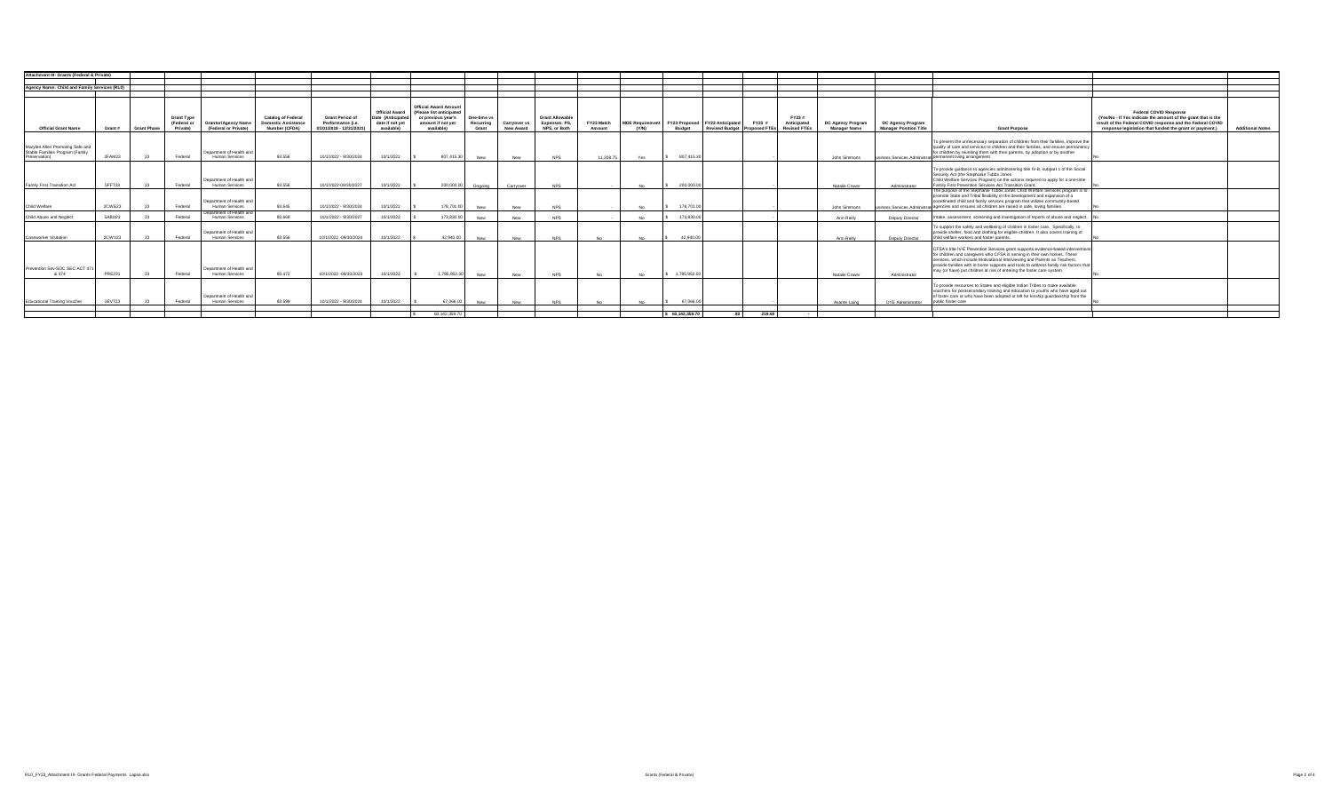**Attachment III- Grants (Federal & Private)**

**Agency Name: Child and Family Services (RL0)**

| Official Grant Name | Grant # | Grant Phase | Grant Type (Federal or Private) | Grantor/Agency Name (Federal or Private) | Catalog of Federal Domestic Assistance Number (CFDA) | Grant Period of Performance (i.e. 01/01/2019 - 12/31/2021) | Official Award Date (Anticipated date if not yet available) | Official Award Amount (Please list anticipated or previous year's amount if not yet available) | One-time vs Recurring Grant | Carryover vs New Award | Grant Allowable Expenses- PS, NPS, or Both | FY23 Match Amount | MOE Requirement (Y/N) | FY23 Proposed Budget | FY23 Anticipated Revised Budget | FY23 # Proposed FTEs | FY23 # Anticipated Revised FTEs | DC Agency Program Manager Name | DC Agency Program Manager Position Title | Grant Purpose | Federal COVID Response (Yes/No - If Yes indicate the amount of the grant that is the result of the Federal COVID response and the Federal COVID response legislation that funded the grant or payment.) | Additional Notes |
|---|---|---|---|---|---|---|---|---|---|---|---|---|---|---|---|---|---|---|---|---|---|---|
| MaryLee Allen Promoting Safe and Stable Families Program (Family Preservation) | 2FAM23 | 23 | Federal | Department of Health and Human Services | 93.556 | 10/1/2022 - 9/30/2024 | 10/1/2022 | $ 907,415.30 | New | New | NPS | 11,208.75 | Yes | $ 907,415.30 | | - | | John Simmons | ... Services Administrat... | To prevent the unnecessary separation of children from their families, improve the quality of care and services to children and their families, and ensure permanency for children by reuniting them with their parents, by adoption or by another permanent living arrangement. | No | |
| Family First Transition Act | 1FFT23 | 23 | Federal | Department of Health and Human Services | 93.556 | 10/1/2022-09/30/2027 | 10/1/2022 | $ 200,000.00 | Ongoing | Carryover | NPS | - | No | $ 200,000.00 | | - | | Natalie Craver | Administrator | To provide guidance to agencies administering title IV-B, subpart 1 of the Social Security Act (the Stephanie Tubbs Jones Child Welfare Services Program) on the actions required to apply for a one-time Family First Prevention Services Act Transition Grant. | No | |
| Child Welfare | 2CWS23 | 23 | Federal | Department of Health and Human Services | 93.645 | 10/1/2022 - 9/30/2024 | 10/1/2022 | $ 178,701.00 | New | New | NPS | - | No | $ 178,701.00 | | - | | John Simmons | ... Services Administrat... | The purpose of the Stephanie Tubbs Jones Child Welfare Services program is to promote State and Tribal flexibility in the development and expansion of a coordinated child and family services program that utilizes community-based agencies and ensures all children are raised in safe, loving families. | No | |
| Child Abuse and Neglect | SABU23 | 23 | Federal | Department of Health and Human Services | 93.669 | 10/1/2022 - 9/30/2027 | 10/1/2022 | $ 173,830.00 | New | New | NPS | - | No | $ 173,830.00 | | - | | Ann Reilly | Deputy Director | Intake, assessment, screening and investigation of reports of abuse and neglect. | No | |
| Caseworker Visitation | 2CWV23 | 23 | Federal | Department of Health and Human Services | 93.556 | 10/1/2022 -09/30/2024 | 10/1/2022 | $ 42,940.00 | New | New | NPS | No | No | $ 42,940.00 | | - | | Ann Reilly | Deputy Director | To support the safety and wellbeing of children in foster care. Specifically, to provide shelter, food and clothing for eligible children. It also covers training of child welfare workers and foster parents. | No | |
| Prevention Sev-SOC SEC ACT 471 & 474 | PRE231 | 23 | Federal | Department of Health and Human Services | 93.472 | 10/1/2022 -09/30/2023 | 10/1/2022 | $ 1,785,952.00 | New | New | NPS | No | No | $ 1,785,952.00 | | - | | Natalie Craver | Administrator | CFSA's title IV-E Prevention Services grant supports evidence-based interventions for children and caregivers who CFSA is serving in their own homes. These services, which include Motivational Interviewing and Parents as Teachers, provide families with in-home supports and tools to address family risk factors that may (or have) put children at risk of entering the foster care system. | No | |
| Educational Training Voucher | 2EVT23 | 23 | Federal | Department of Health and Human Services | 93.599 | 10/1/2022 - 9/30/2024 | 10/1/2022 | $ 67,966.00 | New | New | NPS | No | No | $ 67,966.00 | | - | | Asante Laing | OYE Administrator | To provide resources to States and eligible Indian Tribes to make available vouchers for postsecondary training and education to youths who have aged out of foster care or who have been adopted or left for kinship guardianship from the public foster care | No | |
| | | | | | | | | $ 60,162,359.70 | | | | | | $ 60,162,359.70 | $0 | 219.60 | - | | | | | |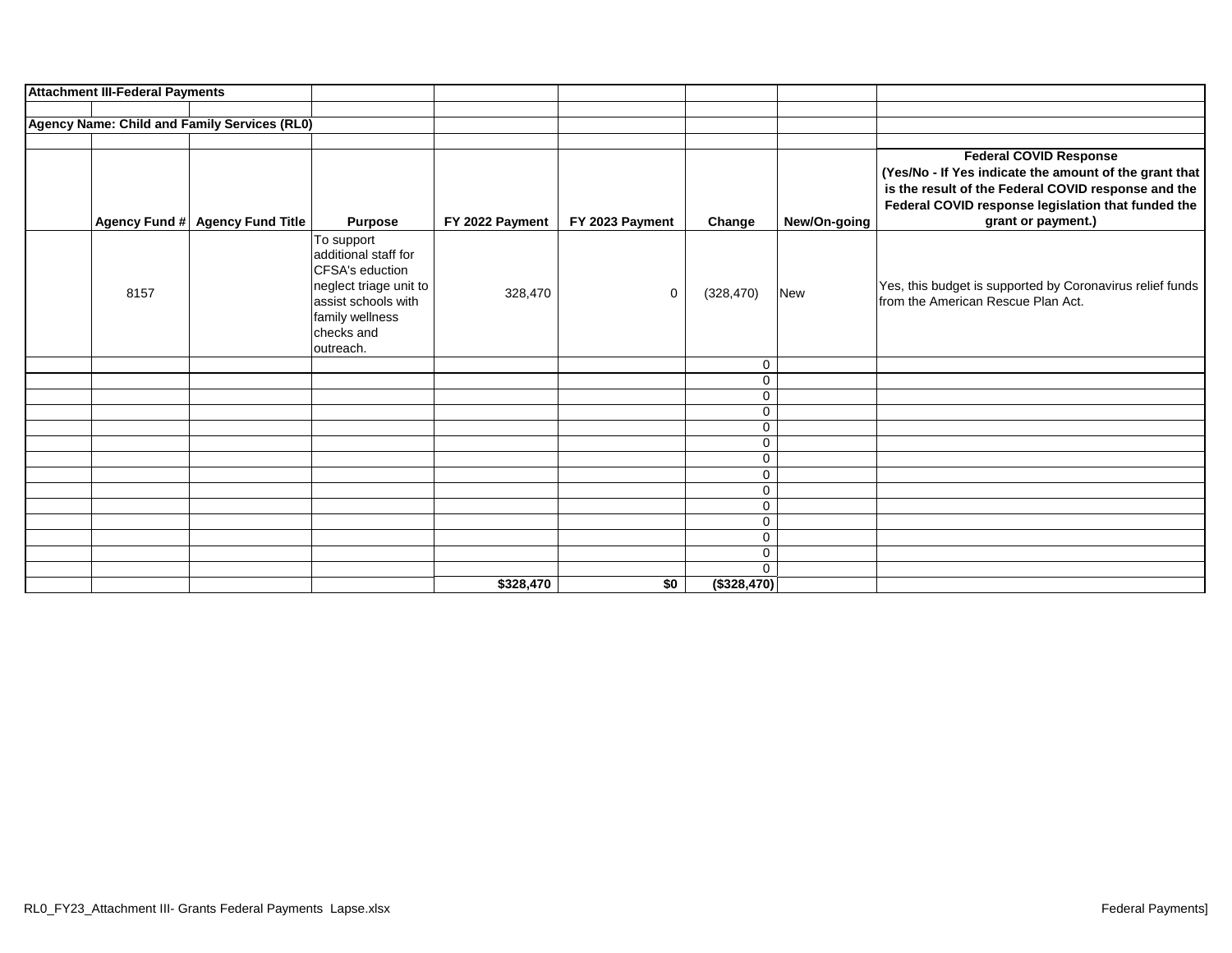**Attachment III-Federal Payments**

**Agency Name: Child and Family Services (RL0)**

| | Agency Fund # | Agency Fund Title | Purpose | FY 2022 Payment | FY 2023 Payment | Change | New/On-going | Federal COVID Response (Yes/No - If Yes indicate the amount of the grant that is the result of the Federal COVID response and the Federal COVID response legislation that funded the grant or payment.) |
|---|---|---|---|---|---|---|---|---|
| | 8157 | | To support additional staff for CFSA's eduction neglect triage unit to assist schools with family wellness checks and outreach. | 328,470 | 0 | (328,470) | New | Yes, this budget is supported by Coronavirus relief funds from the American Rescue Plan Act. |
| | | | | | | 0 | | |
| | | | | | | 0 | | |
| | | | | | | 0 | | |
| | | | | | | 0 | | |
| | | | | | | 0 | | |
| | | | | | | 0 | | |
| | | | | | | 0 | | |
| | | | | | | 0 | | |
| | | | | | | 0 | | |
| | | | | | | 0 | | |
| | | | | | | 0 | | |
| | | | | | | 0 | | |
| | | | | | | 0 | | |
| | | | | | | 0 | | |
| | | | | **$328,470** | **$0** | **($328,470)** | | |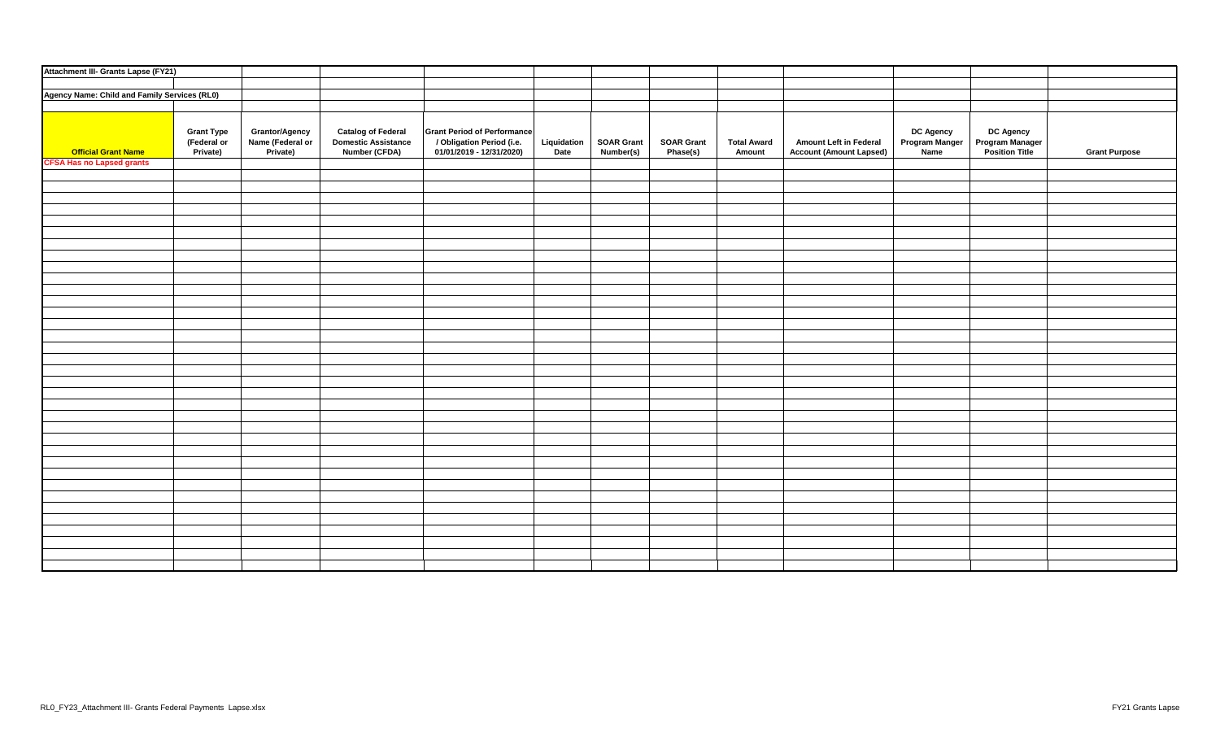Attachment III- Grants Lapse (FY21)

Agency Name: Child and Family Services (RL0)

| Official Grant Name | Grant Type (Federal or Private) | Grantor/Agency Name (Federal or Private) | Catalog of Federal Domestic Assistance Number (CFDA) | Grant Period of Performance / Obligation Period (i.e. 01/01/2019 - 12/31/2020) | Liquidation Date | SOAR Grant Number(s) | SOAR Grant Phase(s) | Total Award Amount | Amount Left in Federal Account (Amount Lapsed) | DC Agency Program Manger Name | DC Agency Program Manager Position Title | Grant Purpose |
|---|---|---|---|---|---|---|---|---|---|---|---|---|
| CFSA Has no Lapsed grants | | | | | | | | | | | | |